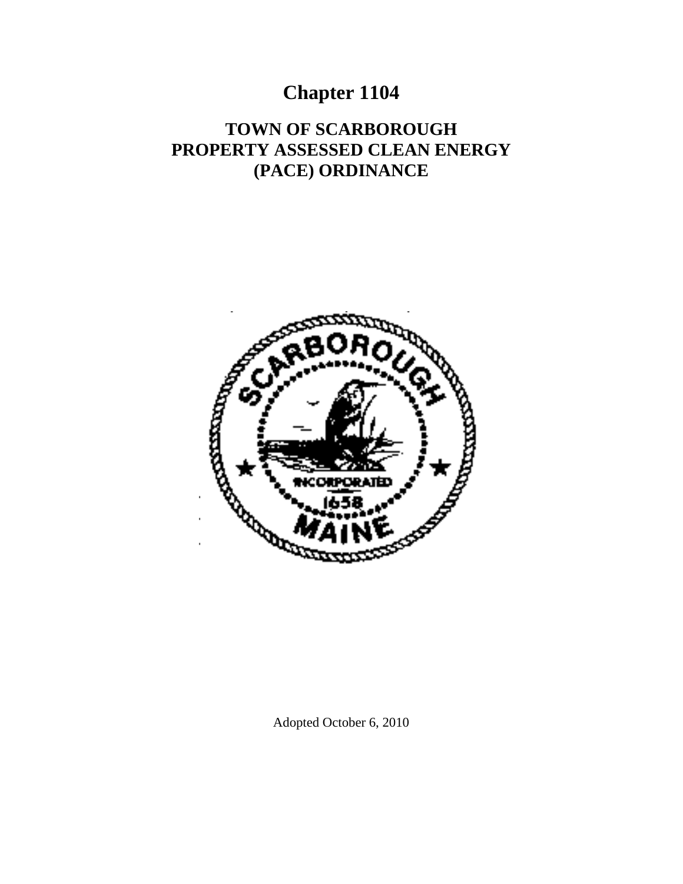# Chapter 1104

## TOWN OF SCARBOROUGH PROPERTY ASSESSED CLEAN ENERGY (PACE) ORDINANCE

Adopted October 6, 2010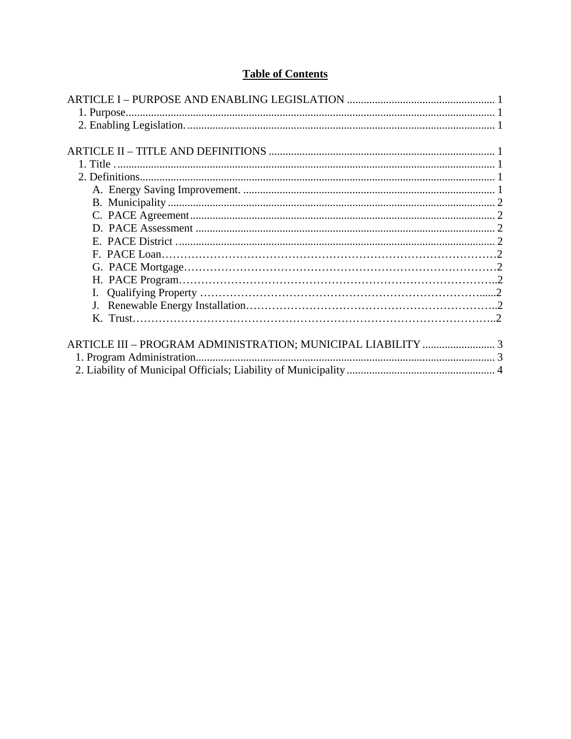## Table of Contents

ARTICLE I – PURPOSE AND ENABLING LEGISLATION .......... 1
- 1. Purpose.......... 1
- 2. Enabling Legislation.......... 1

ARTICLE II – TITLE AND DEFINITIONS .......... 1
- 1. Title .......... 1
- 2. Definitions.......... 1
  - A. Energy Saving Improvement. .......... 1
  - B. Municipality .......... 2
  - C. PACE Agreement .......... 2
  - D. PACE Assessment .......... 2
  - E. PACE District .......... 2
  - F. PACE Loan.......... 2
  - G. PACE Mortgage.......... 2
  - H. PACE Program.......... 2
  - I. Qualifying Property .......... 2
  - J. Renewable Energy Installation.......... 2
  - K. Trust.......... 2

ARTICLE III – PROGRAM ADMINISTRATION; MUNICIPAL LIABILITY .......... 3
- 1. Program Administration.......... 3
- 2. Liability of Municipal Officials; Liability of Municipality .......... 4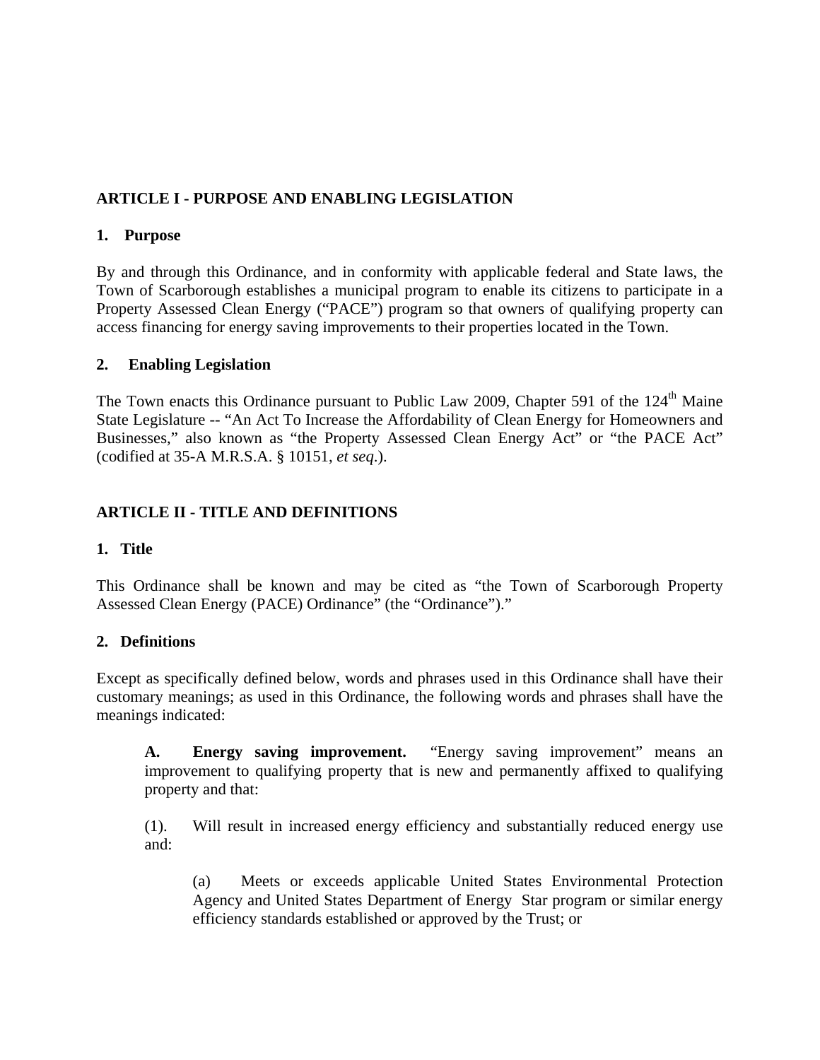## ARTICLE I - PURPOSE AND ENABLING LEGISLATION

### 1. Purpose

By and through this Ordinance, and in conformity with applicable federal and State laws, the Town of Scarborough establishes a municipal program to enable its citizens to participate in a Property Assessed Clean Energy ("PACE") program so that owners of qualifying property can access financing for energy saving improvements to their properties located in the Town.

### 2. Enabling Legislation

The Town enacts this Ordinance pursuant to Public Law 2009, Chapter 591 of the 124th Maine State Legislature -- "An Act To Increase the Affordability of Clean Energy for Homeowners and Businesses," also known as "the Property Assessed Clean Energy Act" or "the PACE Act" (codified at 35-A M.R.S.A. § 10151, *et seq*.).

## ARTICLE II - TITLE AND DEFINITIONS

### 1. Title

This Ordinance shall be known and may be cited as "the Town of Scarborough Property Assessed Clean Energy (PACE) Ordinance" (the "Ordinance")."

### 2. Definitions

Except as specifically defined below, words and phrases used in this Ordinance shall have their customary meanings; as used in this Ordinance, the following words and phrases shall have the meanings indicated:

> **A. Energy saving improvement.** "Energy saving improvement" means an improvement to qualifying property that is new and permanently affixed to qualifying property and that:
>
> (1). Will result in increased energy efficiency and substantially reduced energy use and:
>
>> (a) Meets or exceeds applicable United States Environmental Protection Agency and United States Department of Energy Star program or similar energy efficiency standards established or approved by the Trust; or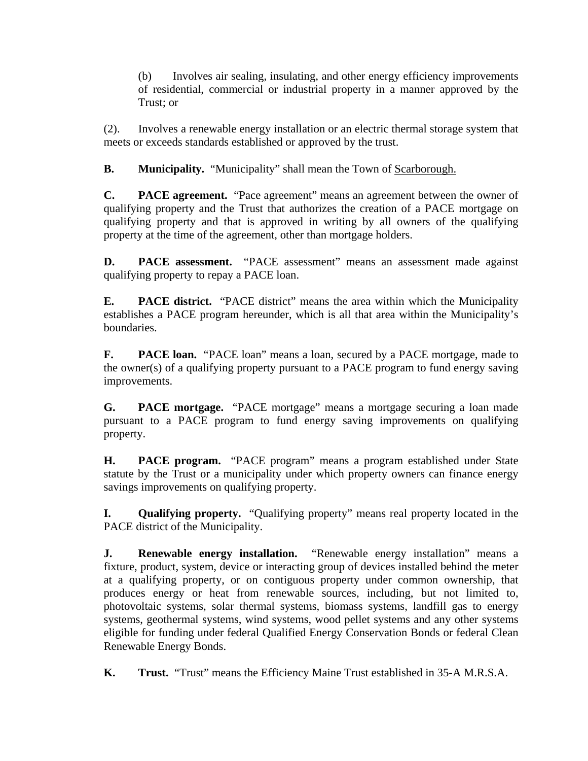(b) Involves air sealing, insulating, and other energy efficiency improvements of residential, commercial or industrial property in a manner approved by the Trust; or

(2). Involves a renewable energy installation or an electric thermal storage system that meets or exceeds standards established or approved by the trust.

**B. Municipality.** "Municipality" shall mean the Town of Scarborough.

**C. PACE agreement.** "Pace agreement" means an agreement between the owner of qualifying property and the Trust that authorizes the creation of a PACE mortgage on qualifying property and that is approved in writing by all owners of the qualifying property at the time of the agreement, other than mortgage holders.

**D. PACE assessment.** "PACE assessment" means an assessment made against qualifying property to repay a PACE loan.

**E. PACE district.** "PACE district" means the area within which the Municipality establishes a PACE program hereunder, which is all that area within the Municipality's boundaries.

**F. PACE loan.** "PACE loan" means a loan, secured by a PACE mortgage, made to the owner(s) of a qualifying property pursuant to a PACE program to fund energy saving improvements.

**G. PACE mortgage.** "PACE mortgage" means a mortgage securing a loan made pursuant to a PACE program to fund energy saving improvements on qualifying property.

**H. PACE program.** "PACE program" means a program established under State statute by the Trust or a municipality under which property owners can finance energy savings improvements on qualifying property.

**I. Qualifying property.** "Qualifying property" means real property located in the PACE district of the Municipality.

**J. Renewable energy installation.** "Renewable energy installation" means a fixture, product, system, device or interacting group of devices installed behind the meter at a qualifying property, or on contiguous property under common ownership, that produces energy or heat from renewable sources, including, but not limited to, photovoltaic systems, solar thermal systems, biomass systems, landfill gas to energy systems, geothermal systems, wind systems, wood pellet systems and any other systems eligible for funding under federal Qualified Energy Conservation Bonds or federal Clean Renewable Energy Bonds.

**K. Trust.** "Trust" means the Efficiency Maine Trust established in 35-A M.R.S.A.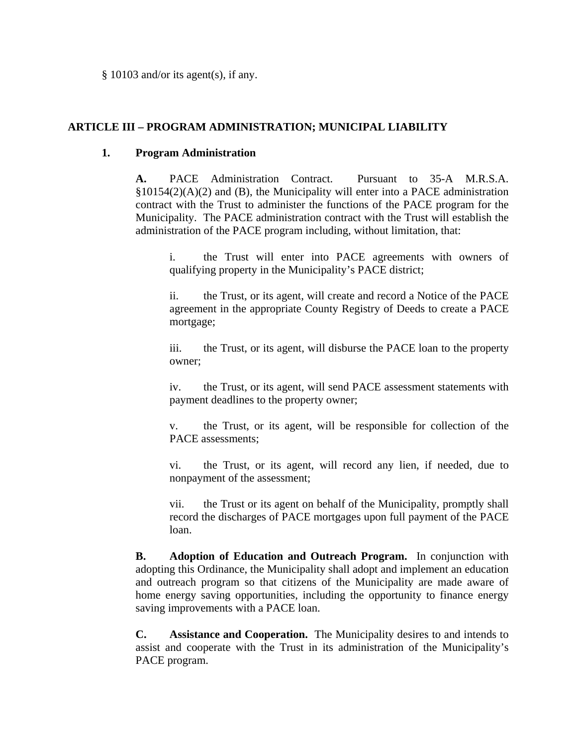§ 10103 and/or its agent(s), if any.

## ARTICLE III – PROGRAM ADMINISTRATION; MUNICIPAL LIABILITY

### 1. Program Administration

**A.** PACE Administration Contract. Pursuant to 35-A M.R.S.A. §10154(2)(A)(2) and (B), the Municipality will enter into a PACE administration contract with the Trust to administer the functions of the PACE program for the Municipality. The PACE administration contract with the Trust will establish the administration of the PACE program including, without limitation, that:

i. the Trust will enter into PACE agreements with owners of qualifying property in the Municipality's PACE district;

ii. the Trust, or its agent, will create and record a Notice of the PACE agreement in the appropriate County Registry of Deeds to create a PACE mortgage;

iii. the Trust, or its agent, will disburse the PACE loan to the property owner;

iv. the Trust, or its agent, will send PACE assessment statements with payment deadlines to the property owner;

v. the Trust, or its agent, will be responsible for collection of the PACE assessments;

vi. the Trust, or its agent, will record any lien, if needed, due to nonpayment of the assessment;

vii. the Trust or its agent on behalf of the Municipality, promptly shall record the discharges of PACE mortgages upon full payment of the PACE loan.

**B. Adoption of Education and Outreach Program.** In conjunction with adopting this Ordinance, the Municipality shall adopt and implement an education and outreach program so that citizens of the Municipality are made aware of home energy saving opportunities, including the opportunity to finance energy saving improvements with a PACE loan.

**C. Assistance and Cooperation.** The Municipality desires to and intends to assist and cooperate with the Trust in its administration of the Municipality's PACE program.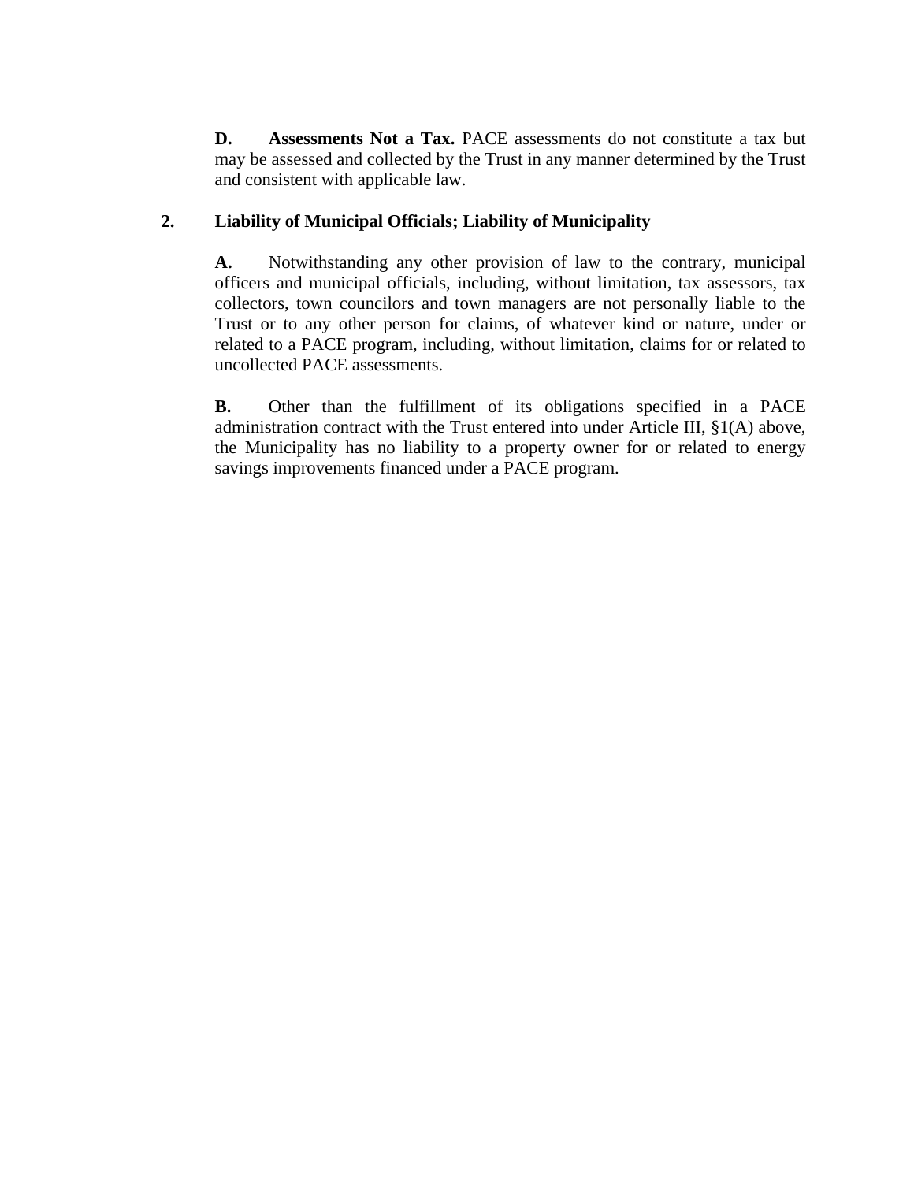**D. Assessments Not a Tax.** PACE assessments do not constitute a tax but may be assessed and collected by the Trust in any manner determined by the Trust and consistent with applicable law.

**2. Liability of Municipal Officials; Liability of Municipality**

**A.** Notwithstanding any other provision of law to the contrary, municipal officers and municipal officials, including, without limitation, tax assessors, tax collectors, town councilors and town managers are not personally liable to the Trust or to any other person for claims, of whatever kind or nature, under or related to a PACE program, including, without limitation, claims for or related to uncollected PACE assessments.

**B.** Other than the fulfillment of its obligations specified in a PACE administration contract with the Trust entered into under Article III, §1(A) above, the Municipality has no liability to a property owner for or related to energy savings improvements financed under a PACE program.